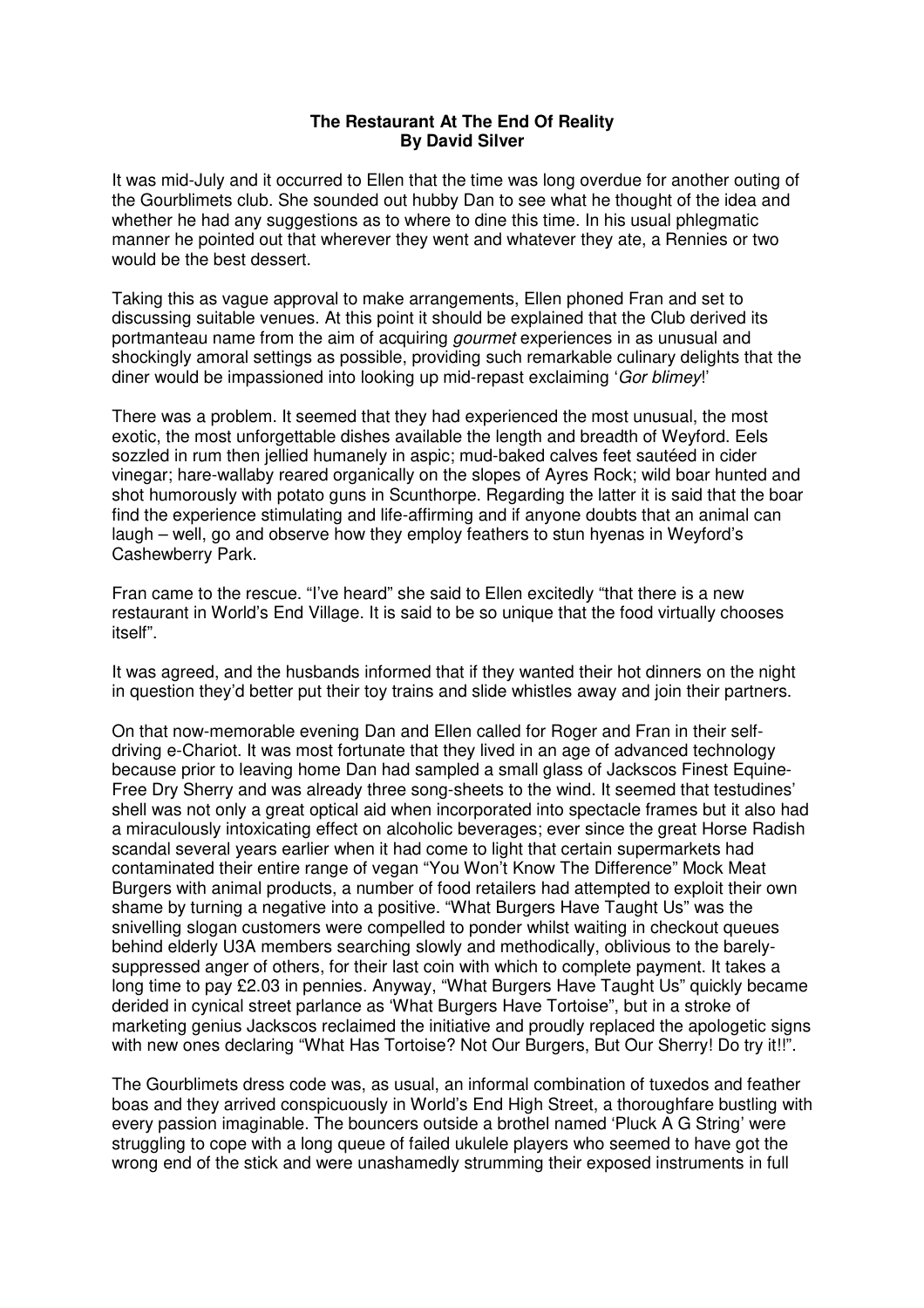**The Restaurant At The End Of Reality**
**By David Silver**

It was mid-July and it occurred to Ellen that the time was long overdue for another outing of the Gourblimets club. She sounded out hubby Dan to see what he thought of the idea and whether he had any suggestions as to where to dine this time. In his usual phlegmatic manner he pointed out that wherever they went and whatever they ate, a Rennies or two would be the best dessert.

Taking this as vague approval to make arrangements, Ellen phoned Fran and set to discussing suitable venues. At this point it should be explained that the Club derived its portmanteau name from the aim of acquiring *gourmet* experiences in as unusual and shockingly amoral settings as possible, providing such remarkable culinary delights that the diner would be impassioned into looking up mid-repast exclaiming '*Gor blimey*!'

There was a problem. It seemed that they had experienced the most unusual, the most exotic, the most unforgettable dishes available the length and breadth of Weyford. Eels sozzled in rum then jellied humanely in aspic; mud-baked calves feet sautéed in cider vinegar; hare-wallaby reared organically on the slopes of Ayres Rock; wild boar hunted and shot humorously with potato guns in Scunthorpe. Regarding the latter it is said that the boar find the experience stimulating and life-affirming and if anyone doubts that an animal can laugh – well, go and observe how they employ feathers to stun hyenas in Weyford's Cashewberry Park.

Fran came to the rescue. "I've heard" she said to Ellen excitedly "that there is a new restaurant in World's End Village. It is said to be so unique that the food virtually chooses itself".

It was agreed, and the husbands informed that if they wanted their hot dinners on the night in question they'd better put their toy trains and slide whistles away and join their partners.

On that now-memorable evening Dan and Ellen called for Roger and Fran in their self-driving e-Chariot. It was most fortunate that they lived in an age of advanced technology because prior to leaving home Dan had sampled a small glass of Jackscos Finest Equine-Free Dry Sherry and was already three song-sheets to the wind. It seemed that testudines' shell was not only a great optical aid when incorporated into spectacle frames but it also had a miraculously intoxicating effect on alcoholic beverages; ever since the great Horse Radish scandal several years earlier when it had come to light that certain supermarkets had contaminated their entire range of vegan "You Won't Know The Difference" Mock Meat Burgers with animal products, a number of food retailers had attempted to exploit their own shame by turning a negative into a positive. "What Burgers Have Taught Us" was the snivelling slogan customers were compelled to ponder whilst waiting in checkout queues behind elderly U3A members searching slowly and methodically, oblivious to the barely-suppressed anger of others, for their last coin with which to complete payment. It takes a long time to pay £2.03 in pennies. Anyway, "What Burgers Have Taught Us" quickly became derided in cynical street parlance as 'What Burgers Have Tortoise", but in a stroke of marketing genius Jackscos reclaimed the initiative and proudly replaced the apologetic signs with new ones declaring "What Has Tortoise? Not Our Burgers, But Our Sherry! Do try it!!".

The Gourblimets dress code was, as usual, an informal combination of tuxedos and feather boas and they arrived conspicuously in World's End High Street, a thoroughfare bustling with every passion imaginable. The bouncers outside a brothel named 'Pluck A G String' were struggling to cope with a long queue of failed ukulele players who seemed to have got the wrong end of the stick and were unashamedly strumming their exposed instruments in full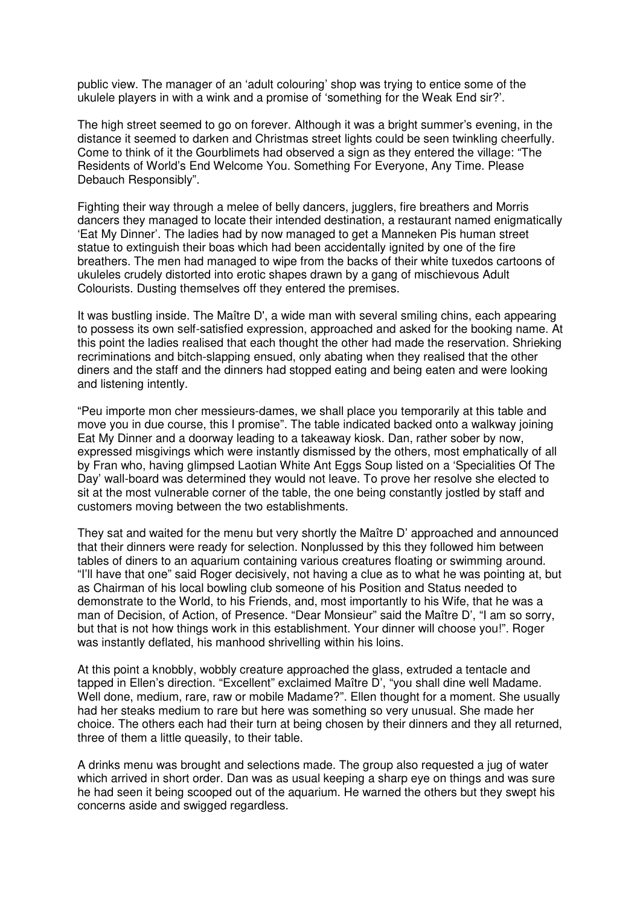public view. The manager of an 'adult colouring' shop was trying to entice some of the ukulele players in with a wink and a promise of 'something for the Weak End sir?'.

The high street seemed to go on forever. Although it was a bright summer's evening, in the distance it seemed to darken and Christmas street lights could be seen twinkling cheerfully. Come to think of it the Gourblimets had observed a sign as they entered the village: "The Residents of World's End Welcome You. Something For Everyone, Any Time. Please Debauch Responsibly".

Fighting their way through a melee of belly dancers, jugglers, fire breathers and Morris dancers they managed to locate their intended destination, a restaurant named enigmatically 'Eat My Dinner'. The ladies had by now managed to get a Manneken Pis human street statue to extinguish their boas which had been accidentally ignited by one of the fire breathers. The men had managed to wipe from the backs of their white tuxedos cartoons of ukuleles crudely distorted into erotic shapes drawn by a gang of mischievous Adult Colourists. Dusting themselves off they entered the premises.

It was bustling inside. The Maître D', a wide man with several smiling chins, each appearing to possess its own self-satisfied expression, approached and asked for the booking name. At this point the ladies realised that each thought the other had made the reservation. Shrieking recriminations and bitch-slapping ensued, only abating when they realised that the other diners and the staff and the dinners had stopped eating and being eaten and were looking and listening intently.

"Peu importe mon cher messieurs-dames, we shall place you temporarily at this table and move you in due course, this I promise". The table indicated backed onto a walkway joining Eat My Dinner and a doorway leading to a takeaway kiosk. Dan, rather sober by now, expressed misgivings which were instantly dismissed by the others, most emphatically of all by Fran who, having glimpsed Laotian White Ant Eggs Soup listed on a 'Specialities Of The Day' wall-board was determined they would not leave. To prove her resolve she elected to sit at the most vulnerable corner of the table, the one being constantly jostled by staff and customers moving between the two establishments.

They sat and waited for the menu but very shortly the Maître D' approached and announced that their dinners were ready for selection. Nonplussed by this they followed him between tables of diners to an aquarium containing various creatures floating or swimming around. "I'll have that one" said Roger decisively, not having a clue as to what he was pointing at, but as Chairman of his local bowling club someone of his Position and Status needed to demonstrate to the World, to his Friends, and, most importantly to his Wife, that he was a man of Decision, of Action, of Presence. "Dear Monsieur" said the Maître D', "I am so sorry, but that is not how things work in this establishment. Your dinner will choose you!". Roger was instantly deflated, his manhood shrivelling within his loins.

At this point a knobbly, wobbly creature approached the glass, extruded a tentacle and tapped in Ellen's direction. "Excellent" exclaimed Maître D', "you shall dine well Madame. Well done, medium, rare, raw or mobile Madame?". Ellen thought for a moment. She usually had her steaks medium to rare but here was something so very unusual. She made her choice. The others each had their turn at being chosen by their dinners and they all returned, three of them a little queasily, to their table.

A drinks menu was brought and selections made. The group also requested a jug of water which arrived in short order. Dan was as usual keeping a sharp eye on things and was sure he had seen it being scooped out of the aquarium. He warned the others but they swept his concerns aside and swigged regardless.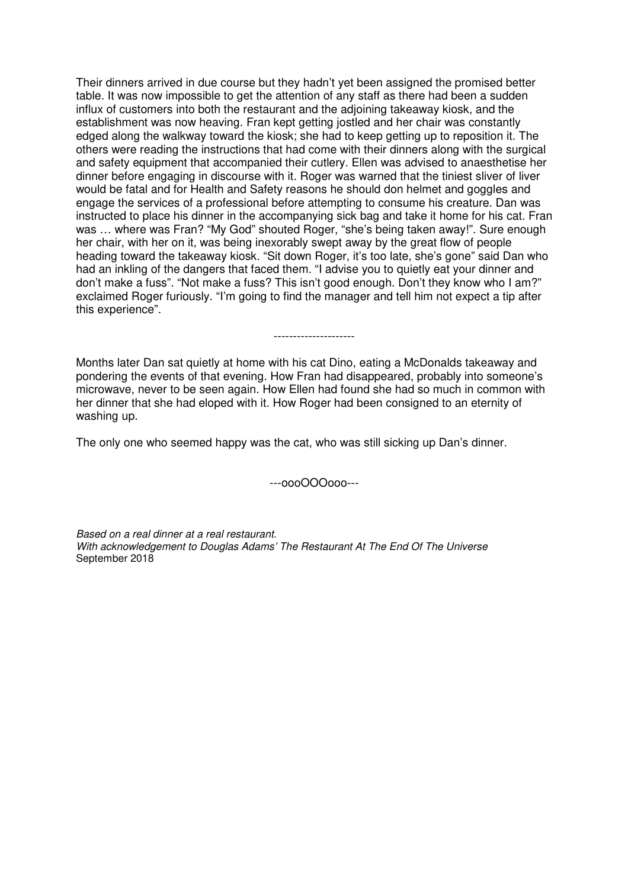Their dinners arrived in due course but they hadn't yet been assigned the promised better table. It was now impossible to get the attention of any staff as there had been a sudden influx of customers into both the restaurant and the adjoining takeaway kiosk, and the establishment was now heaving. Fran kept getting jostled and her chair was constantly edged along the walkway toward the kiosk; she had to keep getting up to reposition it. The others were reading the instructions that had come with their dinners along with the surgical and safety equipment that accompanied their cutlery. Ellen was advised to anaesthetise her dinner before engaging in discourse with it. Roger was warned that the tiniest sliver of liver would be fatal and for Health and Safety reasons he should don helmet and goggles and engage the services of a professional before attempting to consume his creature. Dan was instructed to place his dinner in the accompanying sick bag and take it home for his cat. Fran was … where was Fran? "My God" shouted Roger, "she's being taken away!". Sure enough her chair, with her on it, was being inexorably swept away by the great flow of people heading toward the takeaway kiosk. "Sit down Roger, it's too late, she's gone" said Dan who had an inkling of the dangers that faced them. "I advise you to quietly eat your dinner and don't make a fuss". "Not make a fuss? This isn't good enough. Don't they know who I am?" exclaimed Roger furiously. "I'm going to find the manager and tell him not expect a tip after this experience".

---------------------

Months later Dan sat quietly at home with his cat Dino, eating a McDonalds takeaway and pondering the events of that evening. How Fran had disappeared, probably into someone's microwave, never to be seen again. How Ellen had found she had so much in common with her dinner that she had eloped with it. How Roger had been consigned to an eternity of washing up.

The only one who seemed happy was the cat, who was still sicking up Dan's dinner.

---oooOOOooo---

*Based on a real dinner at a real restaurant.*
*With acknowledgement to Douglas Adams' The Restaurant At The End Of The Universe*
September 2018